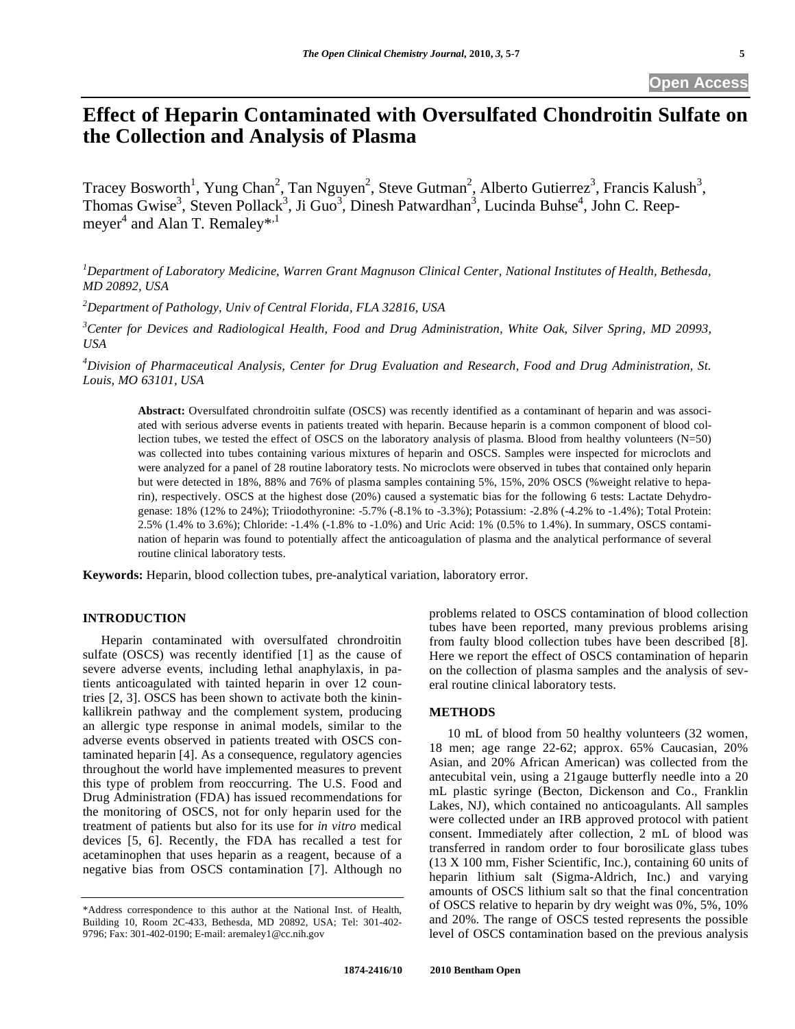# Effect of Heparin Contaminated with Oversulfated Chondroitin Sulfate on the Collection and Analysis of Plasma

Tracey Bosworth[1], Yung Chan[2], Tan Nguyen[2], Steve Gutman[2], Alberto Gutierrez[3], Francis Kalush[3], Thomas Gwise[3], Steven Pollack[3], Ji Guo[3], Dinesh Patwardhan[3], Lucinda Buhse[4], John C. Reepmeyer[4] and Alan T. Remaley*[,1]

[1]*Department of Laboratory Medicine, Warren Grant Magnuson Clinical Center, National Institutes of Health, Bethesda, MD 20892, USA*

[2]*Department of Pathology, Univ of Central Florida, FLA 32816, USA*

[3]*Center for Devices and Radiological Health, Food and Drug Administration, White Oak, Silver Spring, MD 20993, USA*

[4]*Division of Pharmaceutical Analysis, Center for Drug Evaluation and Research, Food and Drug Administration, St. Louis, MO 63101, USA*

**Abstract:** Oversulfated chrondroitin sulfate (OSCS) was recently identified as a contaminant of heparin and was associated with serious adverse events in patients treated with heparin. Because heparin is a common component of blood collection tubes, we tested the effect of OSCS on the laboratory analysis of plasma. Blood from healthy volunteers (N=50) was collected into tubes containing various mixtures of heparin and OSCS. Samples were inspected for microclots and were analyzed for a panel of 28 routine laboratory tests. No microclots were observed in tubes that contained only heparin but were detected in 18%, 88% and 76% of plasma samples containing 5%, 15%, 20% OSCS (%weight relative to heparin), respectively. OSCS at the highest dose (20%) caused a systematic bias for the following 6 tests: Lactate Dehydrogenase: 18% (12% to 24%); Triiodothyronine: -5.7% (-8.1% to -3.3%); Potassium: -2.8% (-4.2% to -1.4%); Total Protein: 2.5% (1.4% to 3.6%); Chloride: -1.4% (-1.8% to -1.0%) and Uric Acid: 1% (0.5% to 1.4%). In summary, OSCS contamination of heparin was found to potentially affect the anticoagulation of plasma and the analytical performance of several routine clinical laboratory tests.

**Keywords:** Heparin, blood collection tubes, pre-analytical variation, laboratory error.

## INTRODUCTION

Heparin contaminated with oversulfated chrondroitin sulfate (OSCS) was recently identified [1] as the cause of severe adverse events, including lethal anaphylaxis, in patients anticoagulated with tainted heparin in over 12 countries [2, 3]. OSCS has been shown to activate both the kinin-kallikrein pathway and the complement system, producing an allergic type response in animal models, similar to the adverse events observed in patients treated with OSCS contaminated heparin [4]. As a consequence, regulatory agencies throughout the world have implemented measures to prevent this type of problem from reoccurring. The U.S. Food and Drug Administration (FDA) has issued recommendations for the monitoring of OSCS, not for only heparin used for the treatment of patients but also for its use for *in vitro* medical devices [5, 6]. Recently, the FDA has recalled a test for acetaminophen that uses heparin as a reagent, because of a negative bias from OSCS contamination [7]. Although no problems related to OSCS contamination of blood collection tubes have been reported, many previous problems arising from faulty blood collection tubes have been described [8]. Here we report the effect of OSCS contamination of heparin on the collection of plasma samples and the analysis of several routine clinical laboratory tests.

## METHODS

10 mL of blood from 50 healthy volunteers (32 women, 18 men; age range 22-62; approx. 65% Caucasian, 20% Asian, and 20% African American) was collected from the antecubital vein, using a 21gauge butterfly needle into a 20 mL plastic syringe (Becton, Dickinson and Co., Franklin Lakes, NJ), which contained no anticoagulants. All samples were collected under an IRB approved protocol with patient consent. Immediately after collection, 2 mL of blood was transferred in random order to four borosilicate glass tubes (13 X 100 mm, Fisher Scientific, Inc.), containing 60 units of heparin lithium salt (Sigma-Aldrich, Inc.) and varying amounts of OSCS lithium salt so that the final concentration of OSCS relative to heparin by dry weight was 0%, 5%, 10% and 20%. The range of OSCS tested represents the possible level of OSCS contamination based on the previous analysis

\*Address correspondence to this author at the National Inst. of Health, Building 10, Room 2C-433, Bethesda, MD 20892, USA; Tel: 301-402-9796; Fax: 301-402-0190; E-mail: aremaley1@cc.nih.gov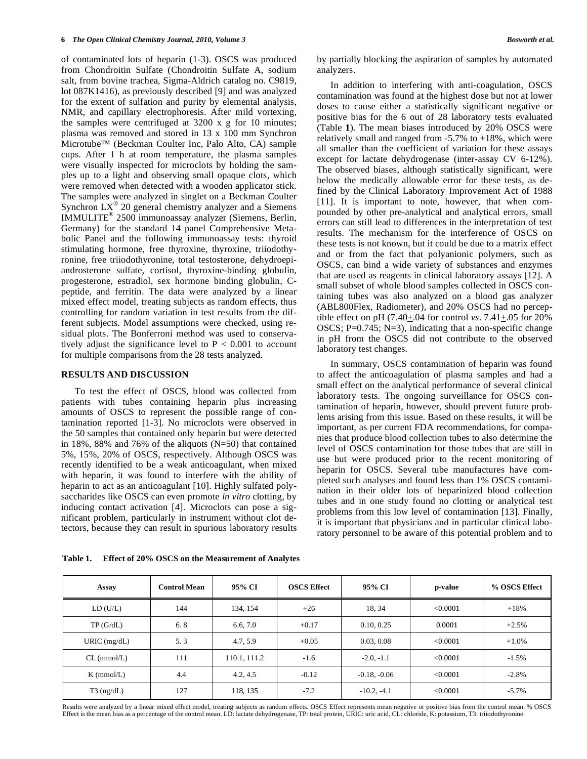of contaminated lots of heparin (1-3). OSCS was produced from Chondroitin Sulfate (Chondroitin Sulfate A, sodium salt, from bovine trachea, Sigma-Aldrich catalog no. C9819, lot 087K1416), as previously described [9] and was analyzed for the extent of sulfation and purity by elemental analysis, NMR, and capillary electrophoresis. After mild vortexing, the samples were centrifuged at 3200 x g for 10 minutes; plasma was removed and stored in 13 x 100 mm Synchron Microtube™ (Beckman Coulter Inc, Palo Alto, CA) sample cups. After 1 h at room temperature, the plasma samples were visually inspected for microclots by holding the samples up to a light and observing small opaque clots, which were removed when detected with a wooden applicator stick. The samples were analyzed in singlet on a Beckman Coulter Synchron LX® 20 general chemistry analyzer and a Siemens IMMULITE® 2500 immunoassay analyzer (Siemens, Berlin, Germany) for the standard 14 panel Comprehensive Metabolic Panel and the following immunoassay tests: thyroid stimulating hormone, free thyroxine, thyroxine, triiodothyronine, free triiodothyronine, total testosterone, dehydroepiandrosterone sulfate, cortisol, thyroxine-binding globulin, progesterone, estradiol, sex hormone binding globulin, C-peptide, and ferritin. The data were analyzed by a linear mixed effect model, treating subjects as random effects, thus controlling for random variation in test results from the different subjects. Model assumptions were checked, using residual plots. The Bonferroni method was used to conservatively adjust the significance level to $P < 0.001$ to account for multiple comparisons from the 28 tests analyzed.

## RESULTS AND DISCUSSION

To test the effect of OSCS, blood was collected from patients with tubes containing heparin plus increasing amounts of OSCS to represent the possible range of contamination reported [1-3]. No microclots were observed in the 50 samples that contained only heparin but were detected in 18%, 88% and 76% of the aliquots (N=50) that contained 5%, 15%, 20% of OSCS, respectively. Although OSCS was recently identified to be a weak anticoagulant, when mixed with heparin, it was found to interfere with the ability of heparin to act as an anticoagulant [10]. Highly sulfated polysaccharides like OSCS can even promote *in vitro* clotting, by inducing contact activation [4]. Microclots can pose a significant problem, particularly in instrument without clot detectors, because they can result in spurious laboratory results by partially blocking the aspiration of samples by automated analyzers.

In addition to interfering with anti-coagulation, OSCS contamination was found at the highest dose but not at lower doses to cause either a statistically significant negative or positive bias for the 6 out of 28 laboratory tests evaluated (Table **1**). The mean biases introduced by 20% OSCS were relatively small and ranged from -5.7% to +18%, which were all smaller than the coefficient of variation for these assays except for lactate dehydrogenase (inter-assay CV 6-12%). The observed biases, although statistically significant, were below the medically allowable error for these tests, as defined by the Clinical Laboratory Improvement Act of 1988 [11]. It is important to note, however, that when compounded by other pre-analytical and analytical errors, small errors can still lead to differences in the interpretation of test results. The mechanism for the interference of OSCS on these tests is not known, but it could be due to a matrix effect and or from the fact that polyanionic polymers, such as OSCS, can bind a wide variety of substances and enzymes that are used as reagents in clinical laboratory assays [12]. A small subset of whole blood samples collected in OSCS containing tubes was also analyzed on a blood gas analyzer (ABL800Flex, Radiometer), and 20% OSCS had no perceptible effect on pH (7.40±.04 for control *vs*. 7.41±.05 for 20% OSCS; P=0.745; N=3), indicating that a non-specific change in pH from the OSCS did not contribute to the observed laboratory test changes.

In summary, OSCS contamination of heparin was found to affect the anticoagulation of plasma samples and had a small effect on the analytical performance of several clinical laboratory tests. The ongoing surveillance for OSCS contamination of heparin, however, should prevent future problems arising from this issue. Based on these results, it will be important, as per current FDA recommendations, for companies that produce blood collection tubes to also determine the level of OSCS contamination for those tubes that are still in use but were produced prior to the recent monitoring of heparin for OSCS. Several tube manufactures have completed such analyses and found less than 1% OSCS contamination in their older lots of heparinized blood collection tubes and in one study found no clotting or analytical test problems from this low level of contamination [13]. Finally, it is important that physicians and in particular clinical laboratory personnel to be aware of this potential problem and to

**Table 1. Effect of 20% OSCS on the Measurement of Analytes**

| Assay | Control Mean | 95% CI | OSCS Effect | 95% CI | p-value | % OSCS Effect |
|---|---|---|---|---|---|---|
| LD (U/L) | 144 | 134, 154 | +26 | 18, 34 | <0.0001 | +18% |
| TP (G/dL) | 6. 8 | 6.6, 7.0 | +0.17 | 0.10, 0.25 | 0.0001 | +2.5% |
| URIC (mg/dL) | 5. 3 | 4.7, 5.9 | +0.05 | 0.03, 0.08 | <0.0001 | +1.0% |
| CL (mmol/L) | 111 | 110.1, 111.2 | -1.6 | -2.0, -1.1 | <0.0001 | -1.5% |
| K (mmol/L) | 4.4 | 4.2, 4.5 | -0.12 | -0.18, -0.06 | <0.0001 | -2.8% |
| T3 (ng/dL) | 127 | 118, 135 | -7.2 | -10.2, -4.1 | <0.0001 | -5.7% |

Results were analyzed by a linear mixed effect model, treating subjects as random effects. OSCS Effect represents mean negative or positive bias from the control mean. % OSCS Effect is the mean bias as a percentage of the control mean. LD: lactate dehydrogenase, TP: total protein, URIC: uric acid, CL: chloride, K: potassium, T3: triiodothyronine.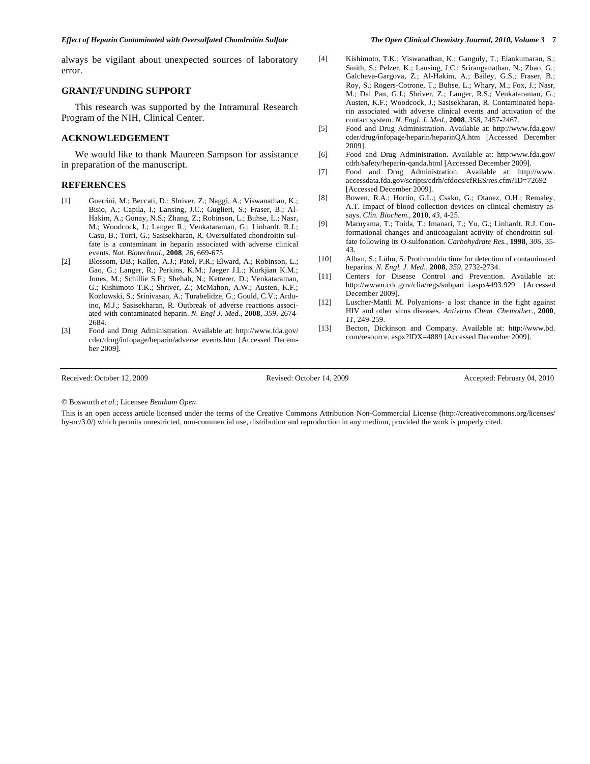always be vigilant about unexpected sources of laboratory error.

## GRANT/FUNDING SUPPORT

This research was supported by the Intramural Research Program of the NIH, Clinical Center.

## ACKNOWLEDGEMENT

We would like to thank Maureen Sampson for assistance in preparation of the manuscript.

## REFERENCES

[1] Guerrini, M.; Beccati, D.; Shriver, Z.; Naggi, A.; Viswanathan, K.; Bisio, A.; Capila, I.; Lansing, J.C.; Guglieri, S.; Fraser, B.; Al-Hakim, A.; Gunay, N.S.; Zhang, Z.; Robinson, L.; Buhse, L.; Nasr, M.; Woodcock, J.; Langer R.; Venkataraman, G.; Linhardt, R.J.; Casu, B.; Torri, G.; Sasisekharan, R. Oversulfated chondroitin sulfate is a contaminant in heparin associated with adverse clinical events. *Nat. Biotechnol.*, **2008**, *26*, 669-675.

[2] Blossom, DB.; Kallen, A.J.; Patel, P.R.; Elward, A.; Robinson, L.; Gao, G.; Langer, R.; Perkins, K.M.; Jaeger J.L.; Kurkjian K.M.; Jones, M.; Schillie S.F.; Shehab, N.; Ketterer, D.; Venkataraman, G.; Kishimoto T.K.; Shriver, Z.; McMahon, A.W.; Austen, K.F.; Kozlowski, S.; Srinivasan, A.; Turabelidze, G.; Gould, C.V.; Arduino, M.J.; Sasisekharan, R. Outbreak of adverse reactions associated with contaminated heparin. *N. Engl J. Med.*, **2008**, *359*, 2674-2684.

[3] Food and Drug Administration. Available at: http://www.fda.gov/cder/drug/infopage/heparin/adverse_events.htm [Accessed December 2009].

[4] Kishimoto, T.K.; Viswanathan, K.; Ganguly, T.; Elankumaran, S.; Smith, S.; Pelzer, K.; Lansing, J.C.; Sriranganathan, N.; Zhao, G.; Galcheva-Gargova, Z.; Al-Hakim, A.; Bailey, G.S.; Fraser, B.; Roy, S.; Rogers-Cotrone, T.; Buhse, L.; Whary, M.; Fox, J.; Nasr, M.; Dal Pan, G.J.; Shriver, Z.; Langer, R.S.; Venkataraman, G.; Austen, K.F.; Woodcock, J.; Sasisekharan, R. Contaminated heparin associated with adverse clinical events and activation of the contact system. *N. Engl. J. Med.*, **2008**, *358*, 2457-2467.

[5] Food and Drug Administration. Available at: http://www.fda.gov/cder/drug/infopage/heparin/heparinQA.htm [Accessed December 2009].

[6] Food and Drug Administration. Available at: http:www.fda.gov/cdrh/safety/heparin-qanda.html [Accessed December 2009].

[7] Food and Drug Administration. Available at: http://www.accessdata.fda.gov/scripts/cdrh/cfdocs/cfRES/res.cfm?ID=72692 [Accessed December 2009].

[8] Bowen, R.A.; Hortin, G.L.; Csako, G.; Otanez, O.H.; Remaley, A.T. Impact of blood collection devices on clinical chemistry assays. *Clin. Biochem.*, **2010**, *43*, 4-25.

[9] Maruyama, T.; Toida, T.; Imanari, T.; Yu, G.; Linhardt, R.J. Conformational changes and anticoagulant activity of chondroitin sulfate following its O-sulfonation. *Carbohydrate Res.*, **1998**, *306*, 35-43.

[10] Alban, S.; Lühn, S. Prothrombin time for detection of contaminated heparins. *N. Engl. J. Med.*, **2008**, *359*, 2732-2734.

[11] Centers for Disease Control and Prevention. Available at: http://wwwn.cdc.gov/clia/regs/subpart_i.aspx#493.929 [Accessed December 2009].

[12] Luscher-Mattli M. Polyanions- a lost chance in the fight against HIV and other virus diseases. *Antivirus Chem. Chemother.*, **2000**, *11*, 249-259.

[13] Becton, Dickinson and Company. Available at: http://www.bd.com/resource. aspx?IDX=4889 [Accessed December 2009].

Received: October 12, 2009 Revised: October 14, 2009 Accepted: February 04, 2010

© Bosworth *et al.*; Licensee *Bentham Open*.

This is an open access article licensed under the terms of the Creative Commons Attribution Non-Commercial License (http://creativecommons.org/licenses/by-nc/3.0/) which permits unrestricted, non-commercial use, distribution and reproduction in any medium, provided the work is properly cited.